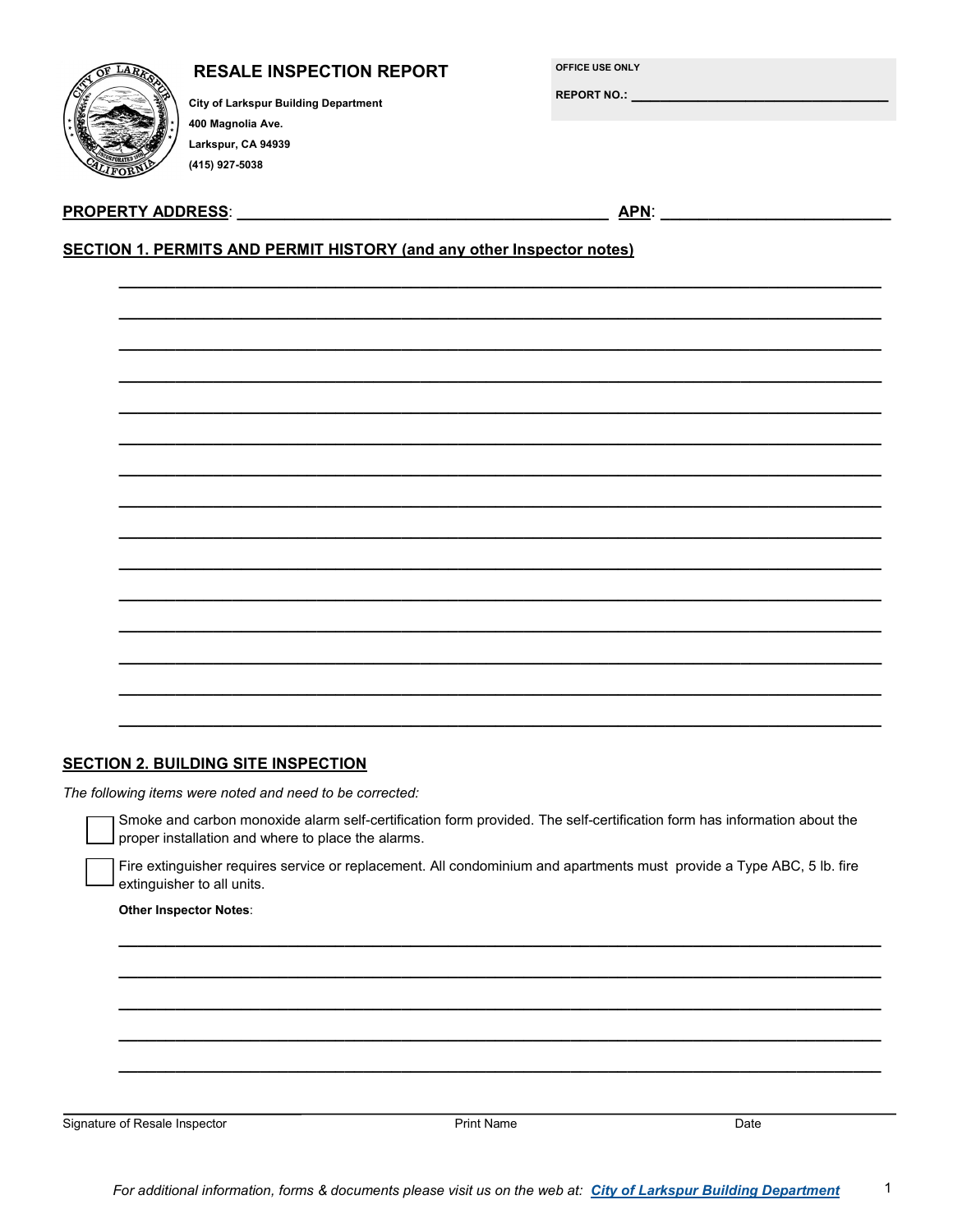# RESALE INSPECTION REPORT

**City of Larkspur Building Department**
**400 Magnolia Ave.**
**Larkspur, CA 94939**
**(415) 927-5038**

**OFFICE USE ONLY**

**REPORT NO.:** ____________________________________

**PROPERTY ADDRESS**: ___________________________________________ **APN**: __________________________

## SECTION 1. PERMITS AND PERMIT HISTORY (and any other Inspector notes)

______________________________________________________________________________

______________________________________________________________________________

______________________________________________________________________________

______________________________________________________________________________

______________________________________________________________________________

______________________________________________________________________________

______________________________________________________________________________

______________________________________________________________________________

______________________________________________________________________________

______________________________________________________________________________

______________________________________________________________________________

______________________________________________________________________________

______________________________________________________________________________

______________________________________________________________________________

______________________________________________________________________________

## SECTION 2. BUILDING SITE INSPECTION

*The following items were noted and need to be corrected:*

- ☐ Smoke and carbon monoxide alarm self-certification form provided. The self-certification form has information about the proper installation and where to place the alarms.
- ☐ Fire extinguisher requires service or replacement. All condominium and apartments must provide a Type ABC, 5 lb. fire extinguisher to all units.

**Other Inspector Notes**:

______________________________________________________________________________

______________________________________________________________________________

______________________________________________________________________________

______________________________________________________________________________

______________________________________________________________________________

______________________________________________________________________________

Signature of Resale Inspector | Print Name | Date

*For additional information, forms & documents please visit us on the web at:* ***City of Larkspur Building Department***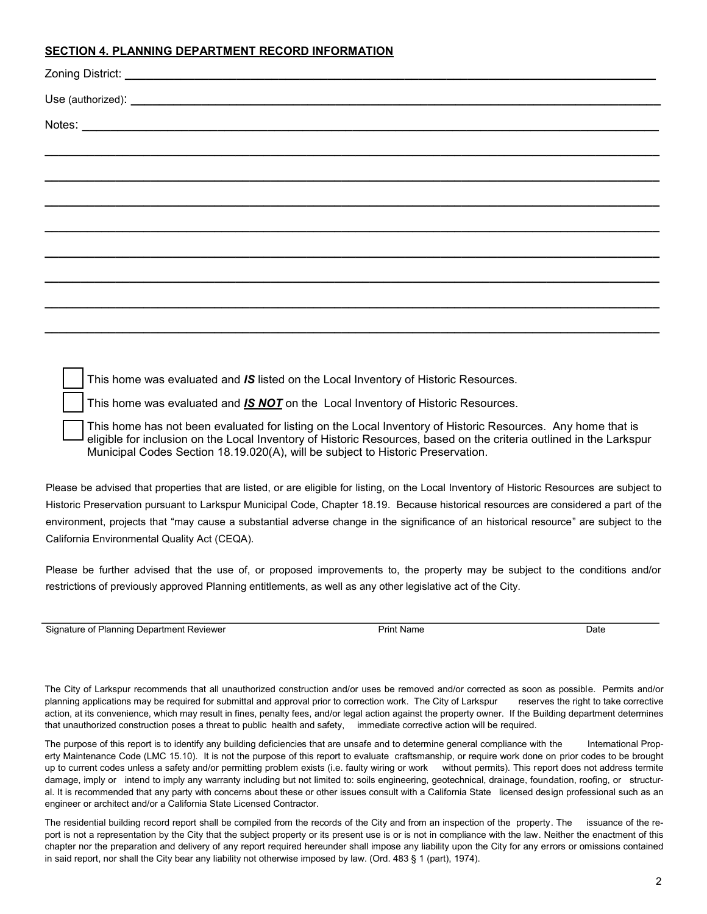## SECTION 4. PLANNING DEPARTMENT RECORD INFORMATION

Zoning District: ______________________________________________________________

Use (authorized): ______________________________________________________________

Notes: ______________________________________________________________

______________________________________________________________

______________________________________________________________

______________________________________________________________

______________________________________________________________

______________________________________________________________

______________________________________________________________

______________________________________________________________

______________________________________________________________

☐ This home was evaluated and ***IS*** listed on the Local Inventory of Historic Resources.

☐ This home was evaluated and ***IS NOT*** on the Local Inventory of Historic Resources.

☐ This home has not been evaluated for listing on the Local Inventory of Historic Resources. Any home that is eligible for inclusion on the Local Inventory of Historic Resources, based on the criteria outlined in the Larkspur Municipal Codes Section 18.19.020(A), will be subject to Historic Preservation.

Please be advised that properties that are listed, or are eligible for listing, on the Local Inventory of Historic Resources are subject to Historic Preservation pursuant to Larkspur Municipal Code, Chapter 18.19. Because historical resources are considered a part of the environment, projects that "may cause a substantial adverse change in the significance of an historical resource" are subject to the California Environmental Quality Act (CEQA).

Please be further advised that the use of, or proposed improvements to, the property may be subject to the conditions and/or restrictions of previously approved Planning entitlements, as well as any other legislative act of the City.

______________________________________________________________

Signature of Planning Department Reviewer | Print Name | Date

The City of Larkspur recommends that all unauthorized construction and/or uses be removed and/or corrected as soon as possible. Permits and/or planning applications may be required for submittal and approval prior to correction work. The City of Larkspur reserves the right to take corrective action, at its convenience, which may result in fines, penalty fees, and/or legal action against the property owner. If the Building department determines that unauthorized construction poses a threat to public health and safety, immediate corrective action will be required.

The purpose of this report is to identify any building deficiencies that are unsafe and to determine general compliance with the International Property Maintenance Code (LMC 15.10). It is not the purpose of this report to evaluate craftsmanship, or require work done on prior codes to be brought up to current codes unless a safety and/or permitting problem exists (i.e. faulty wiring or work without permits). This report does not address termite damage, imply or intend to imply any warranty including but not limited to: soils engineering, geotechnical, drainage, foundation, roofing, or structural. It is recommended that any party with concerns about these or other issues consult with a California State licensed design professional such as an engineer or architect and/or a California State Licensed Contractor.

The residential building record report shall be compiled from the records of the City and from an inspection of the property. The issuance of the report is not a representation by the City that the subject property or its present use is or is not in compliance with the law. Neither the enactment of this chapter nor the preparation and delivery of any report required hereunder shall impose any liability upon the City for any errors or omissions contained in said report, nor shall the City bear any liability not otherwise imposed by law. (Ord. 483 § 1 (part), 1974).